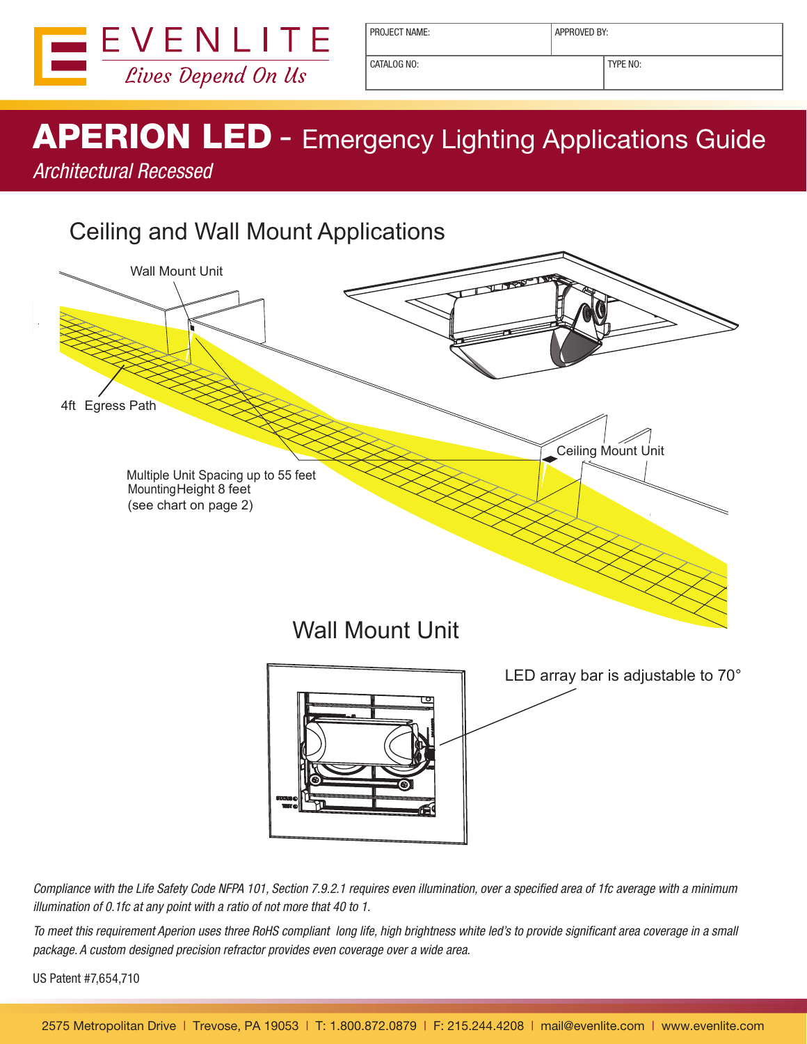EVENLITE

*Lives Depend On Us*

| PROJECT NAME: | APPROVED BY: |
|---|---|
| CATALOG NO: | TYPE NO: |

# APERION LED - Emergency Lighting Applications Guide

*Architectural Recessed*

## Ceiling and Wall Mount Applications

Wall Mount Unit

4ft Egress Path

Ceiling Mount Unit

Multiple Unit Spacing up to 55 feet
Mounting Height 8 feet
(see chart on page 2)

## Wall Mount Unit

LED array bar is adjustable to 70°

*Compliance with the Life Safety Code NFPA 101, Section 7.9.2.1 requires even illumination, over a specified area of 1fc average with a minimum illumination of 0.1fc at any point with a ratio of not more that 40 to 1.*

*To meet this requirement Aperion uses three RoHS compliant long life, high brightness white led's to provide significant area coverage in a small package. A custom designed precision refractor provides even coverage over a wide area.*

US Patent #7,654,710

2575 Metropolitan Drive | Trevose, PA 19053 | T: 1.800.872.0879 | F: 215.244.4208 | mail@evenlite.com | www.evenlite.com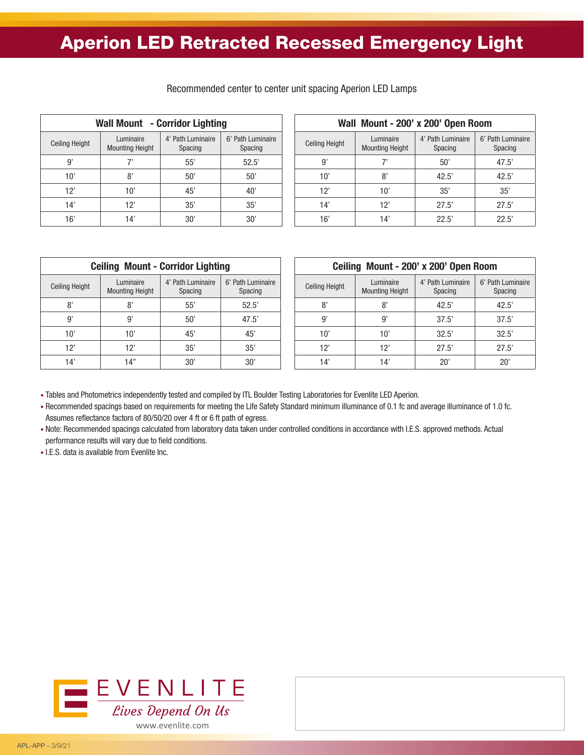# Aperion LED Retracted Recessed Emergency Light

Recommended center to center unit spacing Aperion LED Lamps

| Wall Mount - Corridor Lighting | | | |
|---|---|---|---|
| Ceiling Height | Luminaire Mounting Height | 4' Path Luminaire Spacing | 6' Path Luminaire Spacing |
| 9' | 7' | 55' | 52.5' |
| 10' | 8' | 50' | 50' |
| 12' | 10' | 45' | 40' |
| 14' | 12' | 35' | 35' |
| 16' | 14' | 30' | 30' |

| Wall Mount - 200' x 200' Open Room | | | |
|---|---|---|---|
| Ceiling Height | Luminaire Mounting Height | 4' Path Luminaire Spacing | 6' Path Luminaire Spacing |
| 9' | 7' | 50' | 47.5' |
| 10' | 8' | 42.5' | 42.5' |
| 12' | 10' | 35' | 35' |
| 14' | 12' | 27.5' | 27.5' |
| 16' | 14' | 22.5' | 22.5' |

| Ceiling Mount - Corridor Lighting | | | |
|---|---|---|---|
| Ceiling Height | Luminaire Mounting Height | 4' Path Luminaire Spacing | 6' Path Luminaire Spacing |
| 8' | 8' | 55' | 52.5' |
| 9' | 9' | 50' | 47.5' |
| 10' | 10' | 45' | 45' |
| 12' | 12' | 35' | 35' |
| 14' | 14" | 30' | 30' |

| Ceiling Mount - 200' x 200' Open Room | | | |
|---|---|---|---|
| Ceiling Height | Luminaire Mounting Height | 4' Path Luminaire Spacing | 6' Path Luminaire Spacing |
| 8' | 8' | 42.5' | 42.5' |
| 9' | 9' | 37.5' | 37.5' |
| 10' | 10' | 32.5' | 32.5' |
| 12' | 12' | 27.5' | 27.5' |
| 14' | 14' | 20' | 20' |

- Tables and Photometrics independently tested and compiled by ITL Boulder Testing Laboratories for Evenlite LED Aperion.
- Recommended spacings based on requirements for meeting the Life Safety Standard minimum illuminance of 0.1 fc and average illuminance of 1.0 fc. Assumes reflectance factors of 80/50/20 over 4 ft or 6 ft path of egress.
- Note: Recommended spacings calculated from laboratory data taken under controlled conditions in accordance with I.E.S. approved methods. Actual performance results will vary due to field conditions.
- I.E.S. data is available from Evenlite Inc.

EVENLITE

*Lives Depend On Us*

www.evenlite.com

APL-APP - 3/9/21